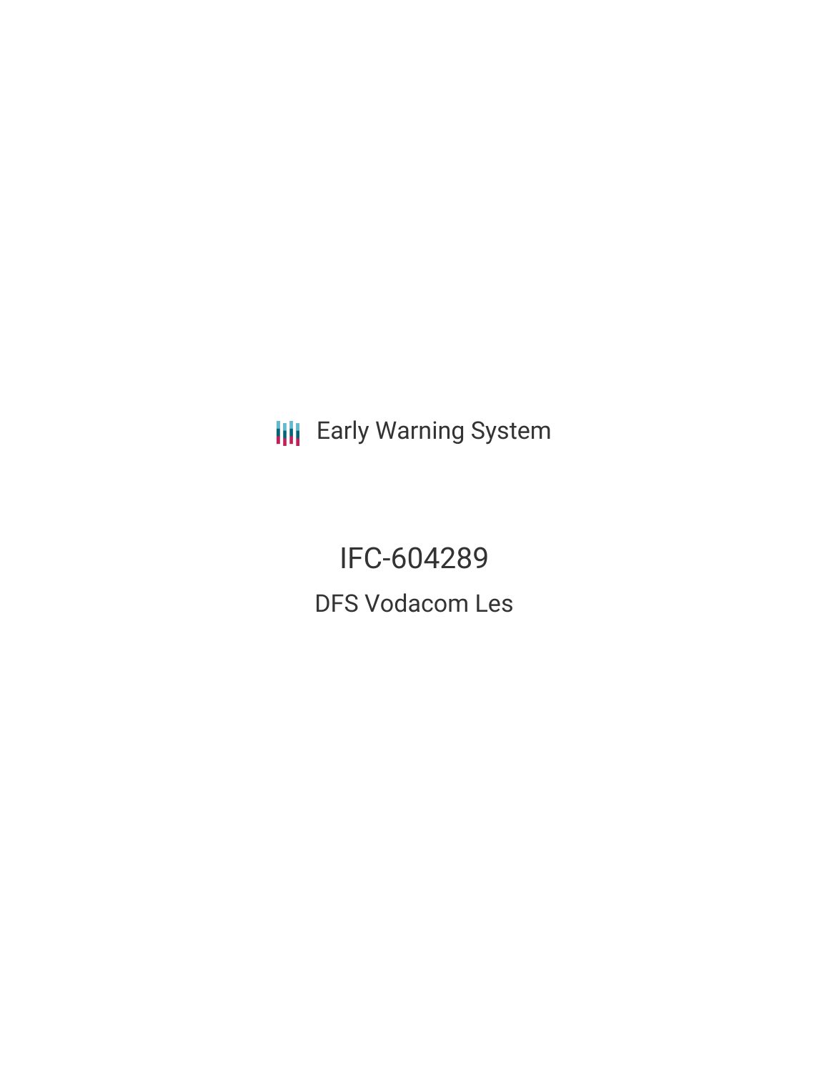Early Warning System

# IFC-604289

## DFS Vodacom Les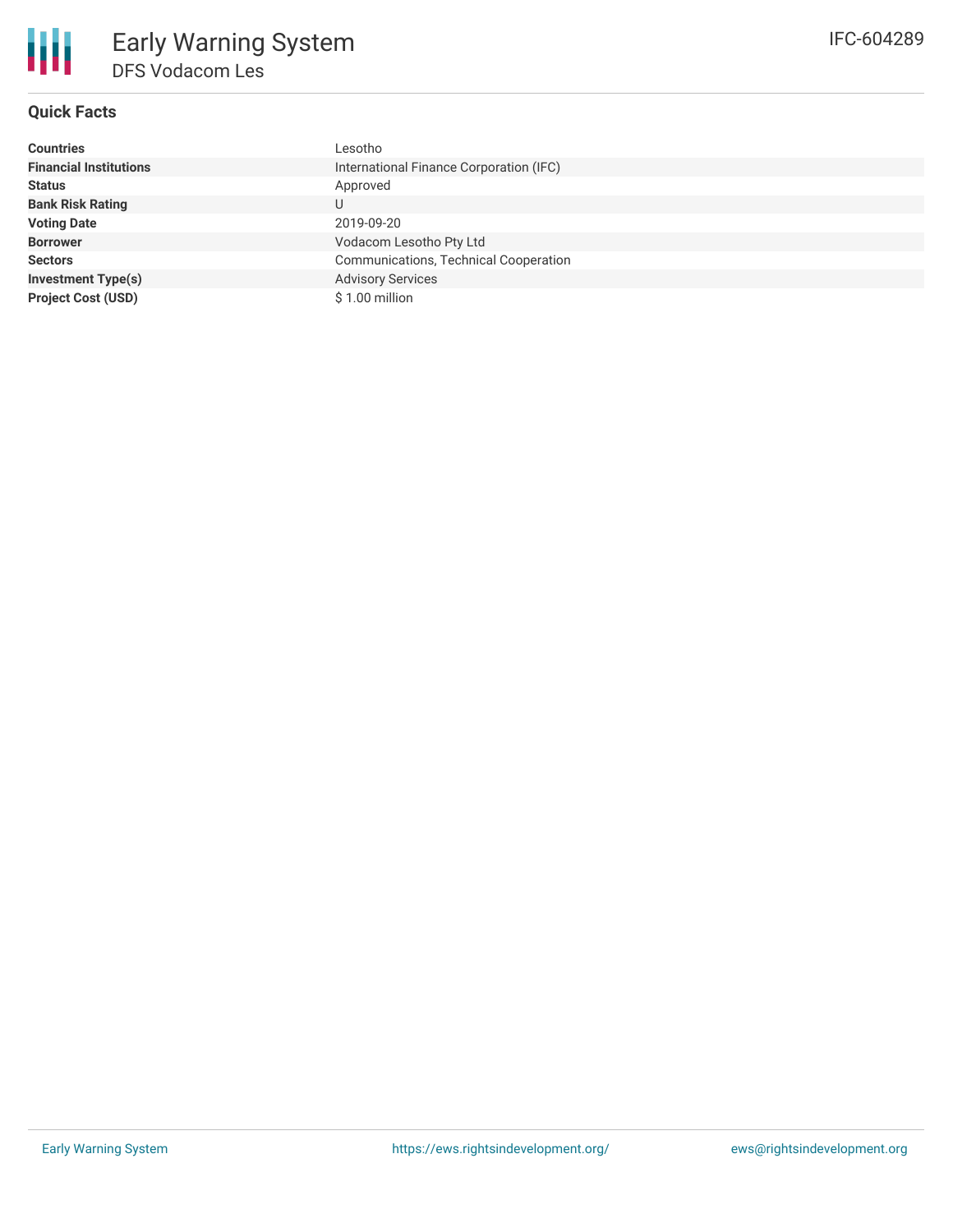# Early Warning System

## DFS Vodacom Les

IFC-604289

### Quick Facts

| | |
|---|---|
| **Countries** | Lesotho |
| **Financial Institutions** | International Finance Corporation (IFC) |
| **Status** | Approved |
| **Bank Risk Rating** | U |
| **Voting Date** | 2019-09-20 |
| **Borrower** | Vodacom Lesotho Pty Ltd |
| **Sectors** | Communications, Technical Cooperation |
| **Investment Type(s)** | Advisory Services |
| **Project Cost (USD)** | $ 1.00 million |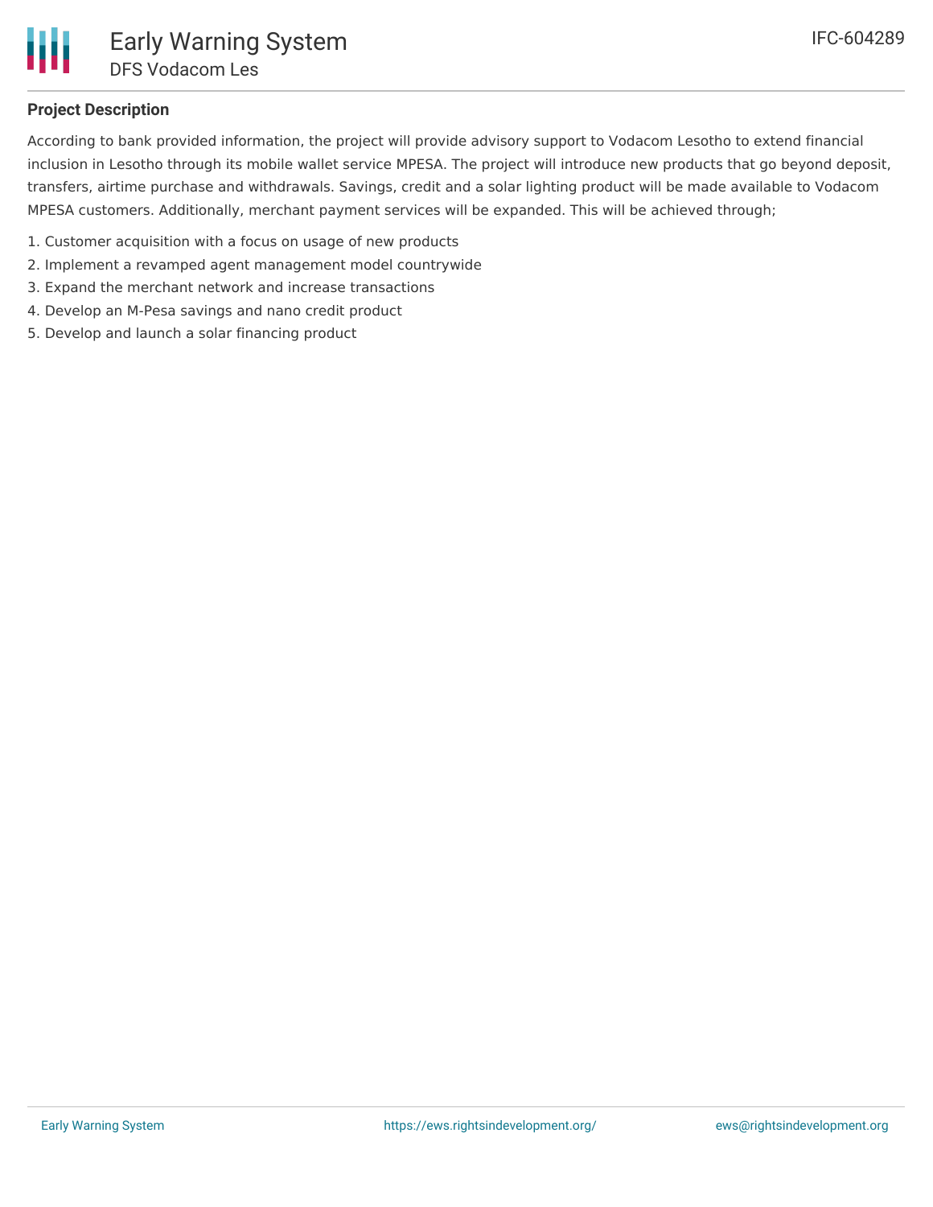## Project Description

According to bank provided information, the project will provide advisory support to Vodacom Lesotho to extend financial inclusion in Lesotho through its mobile wallet service MPESA. The project will introduce new products that go beyond deposit, transfers, airtime purchase and withdrawals. Savings, credit and a solar lighting product will be made available to Vodacom MPESA customers. Additionally, merchant payment services will be expanded. This will be achieved through;

1. Customer acquisition with a focus on usage of new products
2. Implement a revamped agent management model countrywide
3. Expand the merchant network and increase transactions
4. Develop an M-Pesa savings and nano credit product
5. Develop and launch a solar financing product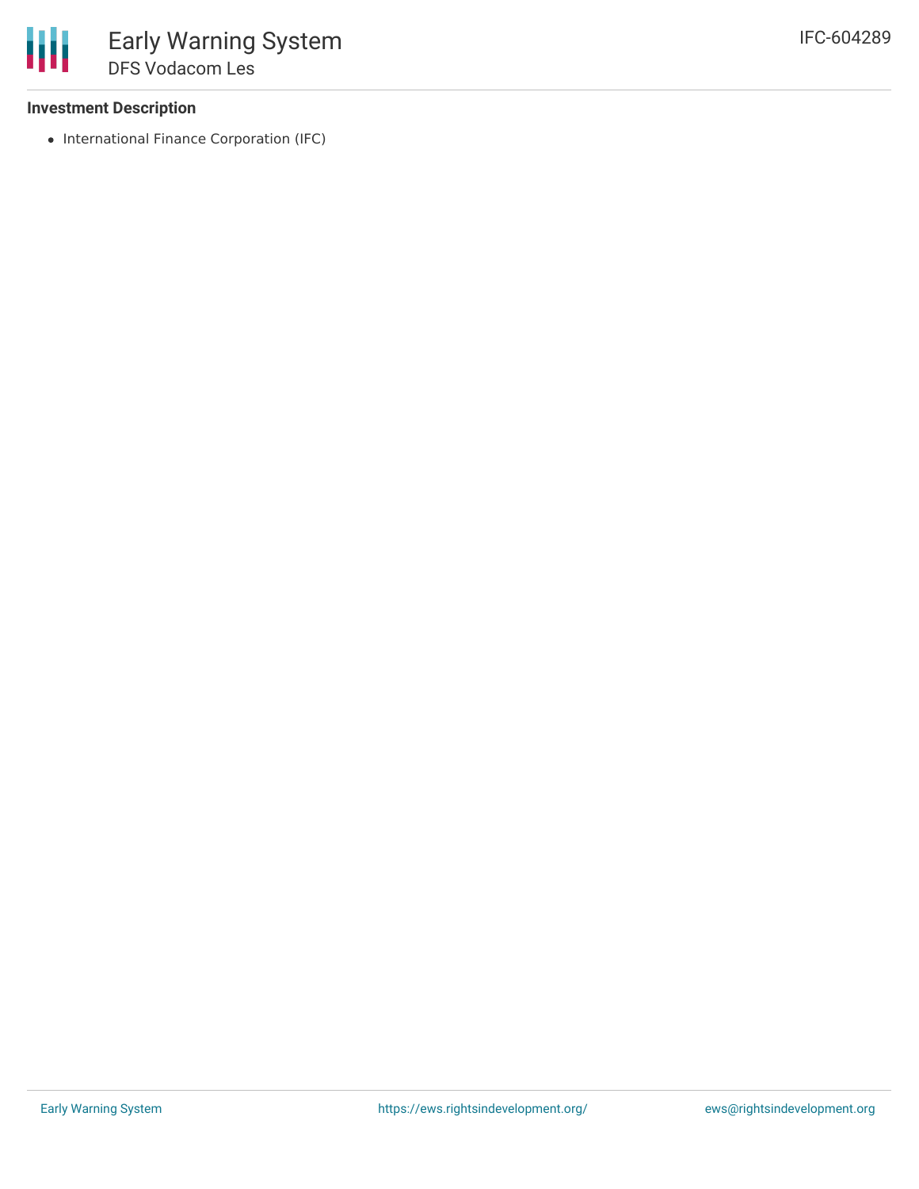### Investment Description

- International Finance Corporation (IFC)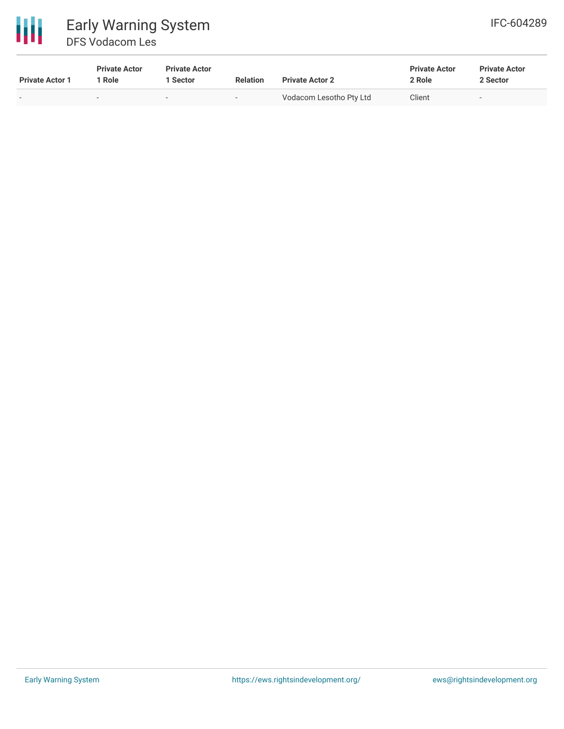| Private Actor 1 | Private Actor 1 Role | Private Actor 1 Sector | Relation | Private Actor 2 | Private Actor 2 Role | Private Actor 2 Sector |
|---|---|---|---|---|---|---|
| - | - | - | - | Vodacom Lesotho Pty Ltd | Client | - |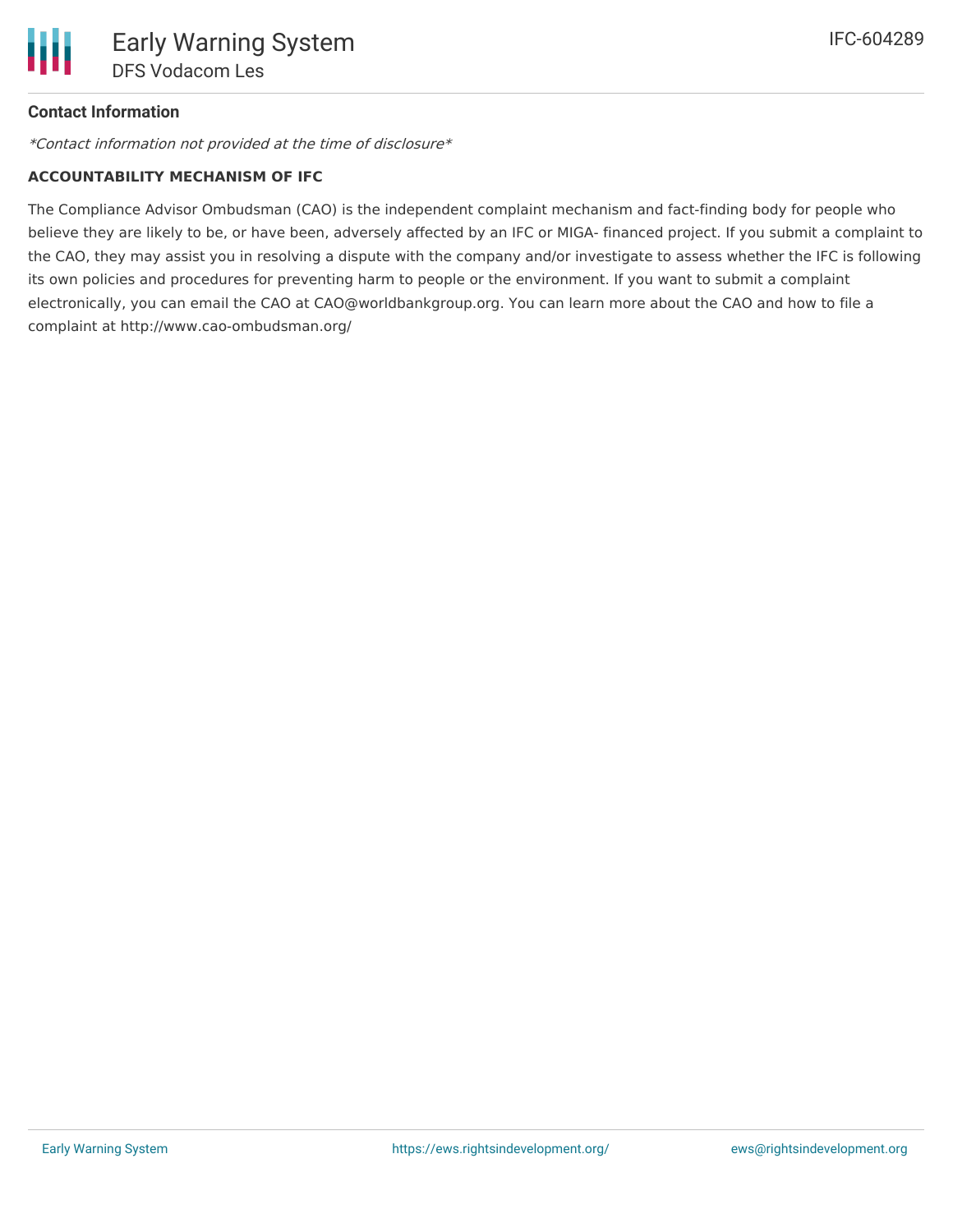#### Contact Information

*Contact information not provided at the time of disclosure*

**ACCOUNTABILITY MECHANISM OF IFC**

The Compliance Advisor Ombudsman (CAO) is the independent complaint mechanism and fact-finding body for people who believe they are likely to be, or have been, adversely affected by an IFC or MIGA- financed project. If you submit a complaint to the CAO, they may assist you in resolving a dispute with the company and/or investigate to assess whether the IFC is following its own policies and procedures for preventing harm to people or the environment. If you want to submit a complaint electronically, you can email the CAO at CAO@worldbankgroup.org. You can learn more about the CAO and how to file a complaint at http://www.cao-ombudsman.org/